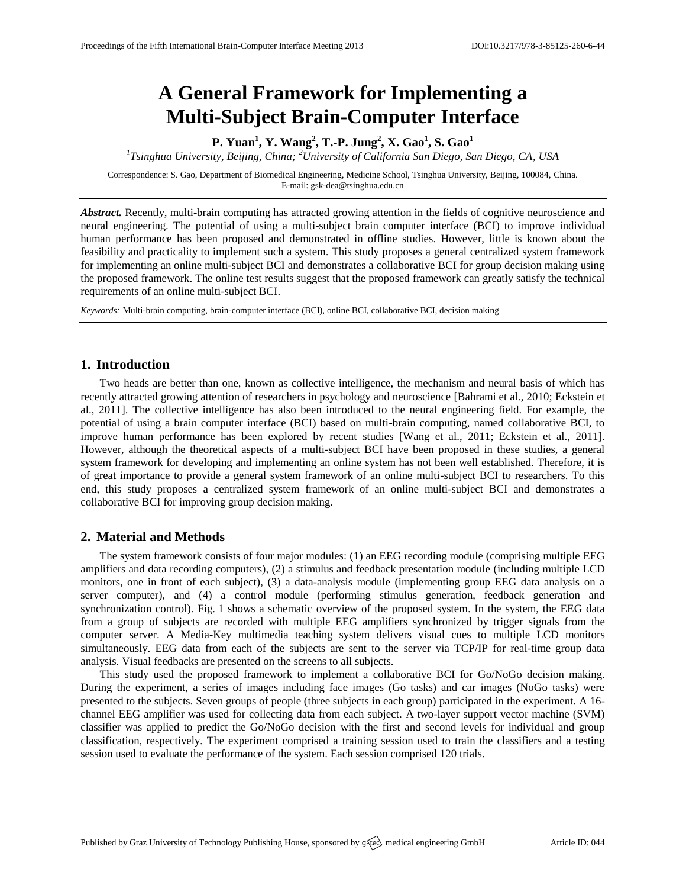# A General Framework for Implementing a Multi-Subject Brain-Computer Interface

**P. Yuan[1], Y. Wang[2], T.-P. Jung[2], X. Gao[1], S. Gao[1]**

[1]*Tsinghua University, Beijing, China;* [2]*University of California San Diego, San Diego, CA, USA*

Correspondence: S. Gao, Department of Biomedical Engineering, Medicine School, Tsinghua University, Beijing, 100084, China. E-mail: gsk-dea@tsinghua.edu.cn

***Abstract.*** Recently, multi-brain computing has attracted growing attention in the fields of cognitive neuroscience and neural engineering. The potential of using a multi-subject brain computer interface (BCI) to improve individual human performance has been proposed and demonstrated in offline studies. However, little is known about the feasibility and practicality to implement such a system. This study proposes a general centralized system framework for implementing an online multi-subject BCI and demonstrates a collaborative BCI for group decision making using the proposed framework. The online test results suggest that the proposed framework can greatly satisfy the technical requirements of an online multi-subject BCI.

*Keywords:* Multi-brain computing, brain-computer interface (BCI), online BCI, collaborative BCI, decision making

## 1. Introduction

Two heads are better than one, known as collective intelligence, the mechanism and neural basis of which has recently attracted growing attention of researchers in psychology and neuroscience [Bahrami et al., 2010; Eckstein et al., 2011]. The collective intelligence has also been introduced to the neural engineering field. For example, the potential of using a brain computer interface (BCI) based on multi-brain computing, named collaborative BCI, to improve human performance has been explored by recent studies [Wang et al., 2011; Eckstein et al., 2011]. However, although the theoretical aspects of a multi-subject BCI have been proposed in these studies, a general system framework for developing and implementing an online system has not been well established. Therefore, it is of great importance to provide a general system framework of an online multi-subject BCI to researchers. To this end, this study proposes a centralized system framework of an online multi-subject BCI and demonstrates a collaborative BCI for improving group decision making.

## 2. Material and Methods

The system framework consists of four major modules: (1) an EEG recording module (comprising multiple EEG amplifiers and data recording computers), (2) a stimulus and feedback presentation module (including multiple LCD monitors, one in front of each subject), (3) a data-analysis module (implementing group EEG data analysis on a server computer), and (4) a control module (performing stimulus generation, feedback generation and synchronization control). Fig. 1 shows a schematic overview of the proposed system. In the system, the EEG data from a group of subjects are recorded with multiple EEG amplifiers synchronized by trigger signals from the computer server. A Media-Key multimedia teaching system delivers visual cues to multiple LCD monitors simultaneously. EEG data from each of the subjects are sent to the server via TCP/IP for real-time group data analysis. Visual feedbacks are presented on the screens to all subjects.

This study used the proposed framework to implement a collaborative BCI for Go/NoGo decision making. During the experiment, a series of images including face images (Go tasks) and car images (NoGo tasks) were presented to the subjects. Seven groups of people (three subjects in each group) participated in the experiment. A 16-channel EEG amplifier was used for collecting data from each subject. A two-layer support vector machine (SVM) classifier was applied to predict the Go/NoGo decision with the first and second levels for individual and group classification, respectively. The experiment comprised a training session used to train the classifiers and a testing session used to evaluate the performance of the system. Each session comprised 120 trials.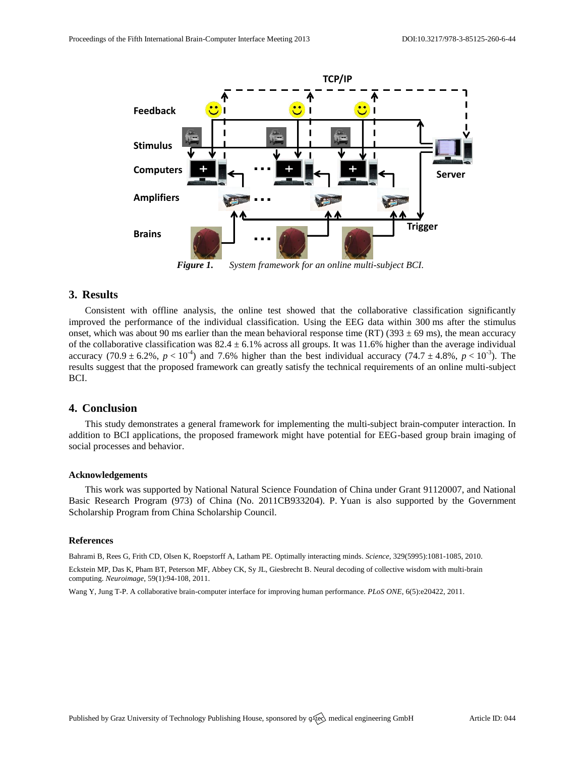TCP/IP

Feedback

Stimulus

Computers

Server

Amplifiers

Brains

Trigger

***Figure 1.*** *System framework for an online multi-subject BCI.*

## 3. Results

Consistent with offline analysis, the online test showed that the collaborative classification significantly improved the performance of the individual classification. Using the EEG data within 300 ms after the stimulus onset, which was about 90 ms earlier than the mean behavioral response time (RT) (393 ± 69 ms), the mean accuracy of the collaborative classification was 82.4 ± 6.1% across all groups. It was 11.6% higher than the average individual accuracy (70.9 ± 6.2%, $p < 10^{-4}$) and 7.6% higher than the best individual accuracy (74.7 ± 4.8%, $p < 10^{-3}$). The results suggest that the proposed framework can greatly satisfy the technical requirements of an online multi-subject BCI.

## 4. Conclusion

This study demonstrates a general framework for implementing the multi-subject brain-computer interaction. In addition to BCI applications, the proposed framework might have potential for EEG-based group brain imaging of social processes and behavior.

### Acknowledgements

This work was supported by National Natural Science Foundation of China under Grant 91120007, and National Basic Research Program (973) of China (No. 2011CB933204). P. Yuan is also supported by the Government Scholarship Program from China Scholarship Council.

### References

Bahrami B, Rees G, Frith CD, Olsen K, Roepstorff A, Latham PE. Optimally interacting minds. *Science*, 329(5995):1081-1085, 2010.

Eckstein MP, Das K, Pham BT, Peterson MF, Abbey CK, Sy JL, Giesbrecht B. Neural decoding of collective wisdom with multi-brain computing. *Neuroimage*, 59(1):94-108, 2011.

Wang Y, Jung T-P. A collaborative brain-computer interface for improving human performance. *PLoS ONE*, 6(5):e20422, 2011.